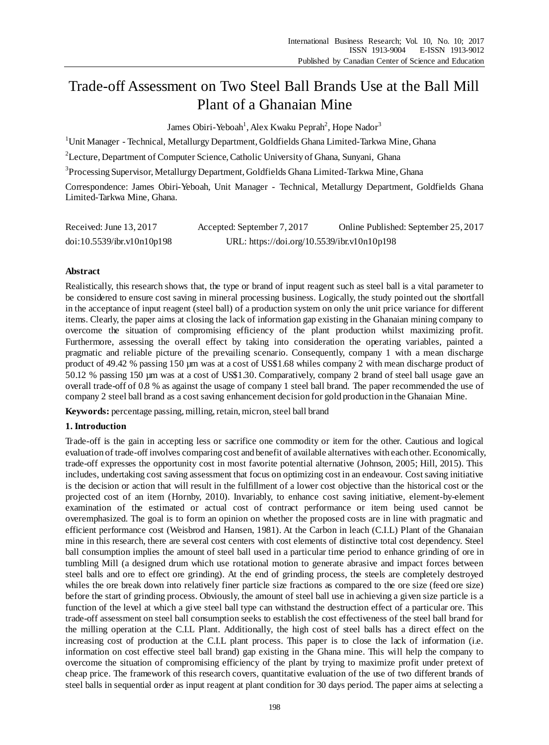# Trade-off Assessment on Two Steel Ball Brands Use at the Ball Mill Plant of a Ghanaian Mine

James Obiri-Yeboah[1], Alex Kwaku Peprah[2], Hope Nador[3]

[1]Unit Manager - Technical, Metallurgy Department, Goldfields Ghana Limited-Tarkwa Mine, Ghana

[2]Lecture, Department of Computer Science, Catholic University of Ghana, Sunyani, Ghana

[3]Processing Supervisor, Metallurgy Department, Goldfields Ghana Limited-Tarkwa Mine, Ghana

Correspondence: James Obiri-Yeboah, Unit Manager - Technical, Metallurgy Department, Goldfields Ghana Limited-Tarkwa Mine, Ghana.

Received: June 13, 2017 Accepted: September 7, 2017 Online Published: September 25, 2017

doi:10.5539/ibr.v10n10p198 URL: https://doi.org/10.5539/ibr.v10n10p198

## Abstract

Realistically, this research shows that, the type or brand of input reagent such as steel ball is a vital parameter to be considered to ensure cost saving in mineral processing business. Logically, the study pointed out the shortfall in the acceptance of input reagent (steel ball) of a production system on only the unit price variance for different items. Clearly, the paper aims at closing the lack of information gap existing in the Ghanaian mining company to overcome the situation of compromising efficiency of the plant production whilst maximizing profit. Furthermore, assessing the overall effect by taking into consideration the operating variables, painted a pragmatic and reliable picture of the prevailing scenario. Consequently, company 1 with a mean discharge product of 49.42 % passing 150 µm was at a cost of US$1.68 whiles company 2 with mean discharge product of 50.12 % passing 150 µm was at a cost of US$1.30. Comparatively, company 2 brand of steel ball usage gave an overall trade-off of 0.8 % as against the usage of company 1 steel ball brand. The paper recommended the use of company 2 steel ball brand as a cost saving enhancement decision for gold production in the Ghanaian Mine.

**Keywords:** percentage passing, milling, retain, micron, steel ball brand

## 1. Introduction

Trade-off is the gain in accepting less or sacrifice one commodity or item for the other. Cautious and logical evaluation of trade-off involves comparing cost and benefit of available alternatives with each other. Economically, trade-off expresses the opportunity cost in most favorite potential alternative (Johnson, 2005; Hill, 2015). This includes, undertaking cost saving assessment that focus on optimizing cost in an endeavour. Cost saving initiative is the decision or action that will result in the fulfillment of a lower cost objective than the historical cost or the projected cost of an item (Hornby, 2010). Invariably, to enhance cost saving initiative, element-by-element examination of the estimated or actual cost of contract performance or item being used cannot be overemphasized. The goal is to form an opinion on whether the proposed costs are in line with pragmatic and efficient performance cost (Weisbrod and Hansen, 1981). At the Carbon in leach (C.I.L) Plant of the Ghanaian mine in this research, there are several cost centers with cost elements of distinctive total cost dependency. Steel ball consumption implies the amount of steel ball used in a particular time period to enhance grinding of ore in tumbling Mill (a designed drum which use rotational motion to generate abrasive and impact forces between steel balls and ore to effect ore grinding). At the end of grinding process, the steels are completely destroyed whiles the ore break down into relatively finer particle size fractions as compared to the ore size (feed ore size) before the start of grinding process. Obviously, the amount of steel ball use in achieving a given size particle is a function of the level at which a give steel ball type can withstand the destruction effect of a particular ore. This trade-off assessment on steel ball consumption seeks to establish the cost effectiveness of the steel ball brand for the milling operation at the C.I.L Plant. Additionally, the high cost of steel balls has a direct effect on the increasing cost of production at the C.I.L plant process. This paper is to close the lack of information (i.e. information on cost effective steel ball brand) gap existing in the Ghana mine. This will help the company to overcome the situation of compromising efficiency of the plant by trying to maximize profit under pretext of cheap price. The framework of this research covers, quantitative evaluation of the use of two different brands of steel balls in sequential order as input reagent at plant condition for 30 days period. The paper aims at selecting a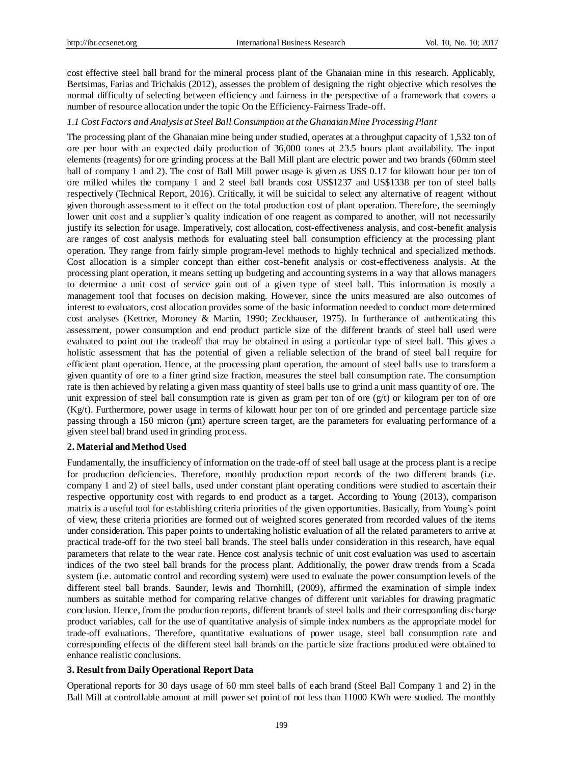cost effective steel ball brand for the mineral process plant of the Ghanaian mine in this research. Applicably, Bertsimas, Farias and Trichakis (2012), assesses the problem of designing the right objective which resolves the normal difficulty of selecting between efficiency and fairness in the perspective of a framework that covers a number of resource allocation under the topic On the Efficiency-Fairness Trade-off.

### *1.1 Cost Factors and Analysis at Steel Ball Consumption at the Ghanaian Mine Processing Plant*

The processing plant of the Ghanaian mine being under studied, operates at a throughput capacity of 1,532 ton of ore per hour with an expected daily production of 36,000 tones at 23.5 hours plant availability. The input elements (reagents) for ore grinding process at the Ball Mill plant are electric power and two brands (60mm steel ball of company 1 and 2). The cost of Ball Mill power usage is given as US$ 0.17 for kilowatt hour per ton of ore milled whiles the company 1 and 2 steel ball brands cost US$1237 and US$1338 per ton of steel balls respectively (Technical Report, 2016). Critically, it will be suicidal to select any alternative of reagent without given thorough assessment to it effect on the total production cost of plant operation. Therefore, the seemingly lower unit cost and a supplier's quality indication of one reagent as compared to another, will not necessarily justify its selection for usage. Imperatively, cost allocation, cost-effectiveness analysis, and cost-benefit analysis are ranges of cost analysis methods for evaluating steel ball consumption efficiency at the processing plant operation. They range from fairly simple program-level methods to highly technical and specialized methods. Cost allocation is a simpler concept than either cost-benefit analysis or cost-effectiveness analysis. At the processing plant operation, it means setting up budgeting and accounting systems in a way that allows managers to determine a unit cost of service gain out of a given type of steel ball. This information is mostly a management tool that focuses on decision making. However, since the units measured are also outcomes of interest to evaluators, cost allocation provides some of the basic information needed to conduct more determined cost analyses (Kettner, Moroney & Martin, 1990; Zeckhauser, 1975). In furtherance of authenticating this assessment, power consumption and end product particle size of the different brands of steel ball used were evaluated to point out the tradeoff that may be obtained in using a particular type of steel ball. This gives a holistic assessment that has the potential of given a reliable selection of the brand of steel ball require for efficient plant operation. Hence, at the processing plant operation, the amount of steel balls use to transform a given quantity of ore to a finer grind size fraction, measures the steel ball consumption rate. The consumption rate is then achieved by relating a given mass quantity of steel balls use to grind a unit mass quantity of ore. The unit expression of steel ball consumption rate is given as gram per ton of ore (g/t) or kilogram per ton of ore (Kg/t). Furthermore, power usage in terms of kilowatt hour per ton of ore grinded and percentage particle size passing through a 150 micron (µm) aperture screen target, are the parameters for evaluating performance of a given steel ball brand used in grinding process.

## 2. Material and Method Used

Fundamentally, the insufficiency of information on the trade-off of steel ball usage at the process plant is a recipe for production deficiencies. Therefore, monthly production report records of the two different brands (i.e. company 1 and 2) of steel balls, used under constant plant operating conditions were studied to ascertain their respective opportunity cost with regards to end product as a target. According to Young (2013), comparison matrix is a useful tool for establishing criteria priorities of the given opportunities. Basically, from Young's point of view, these criteria priorities are formed out of weighted scores generated from recorded values of the items under consideration. This paper points to undertaking holistic evaluation of all the related parameters to arrive at practical trade-off for the two steel ball brands. The steel balls under consideration in this research, have equal parameters that relate to the wear rate. Hence cost analysis technic of unit cost evaluation was used to ascertain indices of the two steel ball brands for the process plant. Additionally, the power draw trends from a Scada system (i.e. automatic control and recording system) were used to evaluate the power consumption levels of the different steel ball brands. Saunder, lewis and Thornhill, (2009), affirmed the examination of simple index numbers as suitable method for comparing relative changes of different unit variables for drawing pragmatic conclusion. Hence, from the production reports, different brands of steel balls and their corresponding discharge product variables, call for the use of quantitative analysis of simple index numbers as the appropriate model for trade-off evaluations. Therefore, quantitative evaluations of power usage, steel ball consumption rate and corresponding effects of the different steel ball brands on the particle size fractions produced were obtained to enhance realistic conclusions.

## 3. Result from Daily Operational Report Data

Operational reports for 30 days usage of 60 mm steel balls of each brand (Steel Ball Company 1 and 2) in the Ball Mill at controllable amount at mill power set point of not less than 11000 KWh were studied. The monthly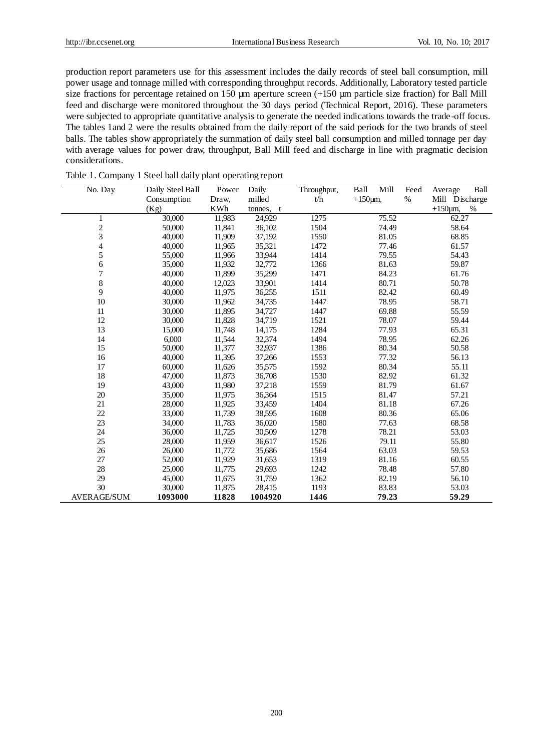production report parameters use for this assessment includes the daily records of steel ball consumption, mill power usage and tonnage milled with corresponding throughput records. Additionally, Laboratory tested particle size fractions for percentage retained on 150 µm aperture screen (+150 µm particle size fraction) for Ball Mill feed and discharge were monitored throughout the 30 days period (Technical Report, 2016). These parameters were subjected to appropriate quantitative analysis to generate the needed indications towards the trade-off focus. The tables 1and 2 were the results obtained from the daily report of the said periods for the two brands of steel balls. The tables show appropriately the summation of daily steel ball consumption and milled tonnage per day with average values for power draw, throughput, Ball Mill feed and discharge in line with pragmatic decision considerations.

Table 1. Company 1 Steel ball daily plant operating report

| No. Day | Daily Steel Ball Consumption (Kg) | Power Draw, KWh | Daily milled tonnes, t | Throughput, t/h | Ball Mill Feed +150µm, % | Average Ball Mill Discharge +150µm, % |
|---|---|---|---|---|---|---|
| 1 | 30,000 | 11,983 | 24,929 | 1275 | 75.52 | 62.27 |
| 2 | 50,000 | 11,841 | 36,102 | 1504 | 74.49 | 58.64 |
| 3 | 40,000 | 11,909 | 37,192 | 1550 | 81.05 | 68.85 |
| 4 | 40,000 | 11,965 | 35,321 | 1472 | 77.46 | 61.57 |
| 5 | 55,000 | 11,966 | 33,944 | 1414 | 79.55 | 54.43 |
| 6 | 35,000 | 11,932 | 32,772 | 1366 | 81.63 | 59.87 |
| 7 | 40,000 | 11,899 | 35,299 | 1471 | 84.23 | 61.76 |
| 8 | 40,000 | 12,023 | 33,901 | 1414 | 80.71 | 50.78 |
| 9 | 40,000 | 11,975 | 36,255 | 1511 | 82.42 | 60.49 |
| 10 | 30,000 | 11,962 | 34,735 | 1447 | 78.95 | 58.71 |
| 11 | 30,000 | 11,895 | 34,727 | 1447 | 69.88 | 55.59 |
| 12 | 30,000 | 11,828 | 34,719 | 1521 | 78.07 | 59.44 |
| 13 | 15,000 | 11,748 | 14,175 | 1284 | 77.93 | 65.31 |
| 14 | 6,000 | 11,544 | 32,374 | 1494 | 78.95 | 62.26 |
| 15 | 50,000 | 11,377 | 32,937 | 1386 | 80.34 | 50.58 |
| 16 | 40,000 | 11,395 | 37,266 | 1553 | 77.32 | 56.13 |
| 17 | 60,000 | 11,626 | 35,575 | 1592 | 80.34 | 55.11 |
| 18 | 47,000 | 11,873 | 36,708 | 1530 | 82.92 | 61.32 |
| 19 | 43,000 | 11,980 | 37,218 | 1559 | 81.79 | 61.67 |
| 20 | 35,000 | 11,975 | 36,364 | 1515 | 81.47 | 57.21 |
| 21 | 28,000 | 11,925 | 33,459 | 1404 | 81.18 | 67.26 |
| 22 | 33,000 | 11,739 | 38,595 | 1608 | 80.36 | 65.06 |
| 23 | 34,000 | 11,783 | 36,020 | 1580 | 77.63 | 68.58 |
| 24 | 36,000 | 11,725 | 30,509 | 1278 | 78.21 | 53.03 |
| 25 | 28,000 | 11,959 | 36,617 | 1526 | 79.11 | 55.80 |
| 26 | 26,000 | 11,772 | 35,686 | 1564 | 63.03 | 59.53 |
| 27 | 52,000 | 11,929 | 31,653 | 1319 | 81.16 | 60.55 |
| 28 | 25,000 | 11,775 | 29,693 | 1242 | 78.48 | 57.80 |
| 29 | 45,000 | 11,675 | 31,759 | 1362 | 82.19 | 56.10 |
| 30 | 30,000 | 11,875 | 28,415 | 1193 | 83.83 | 53.03 |
| AVERAGE/SUM | **1093000** | **11828** | **1004920** | **1446** | **79.23** | **59.29** |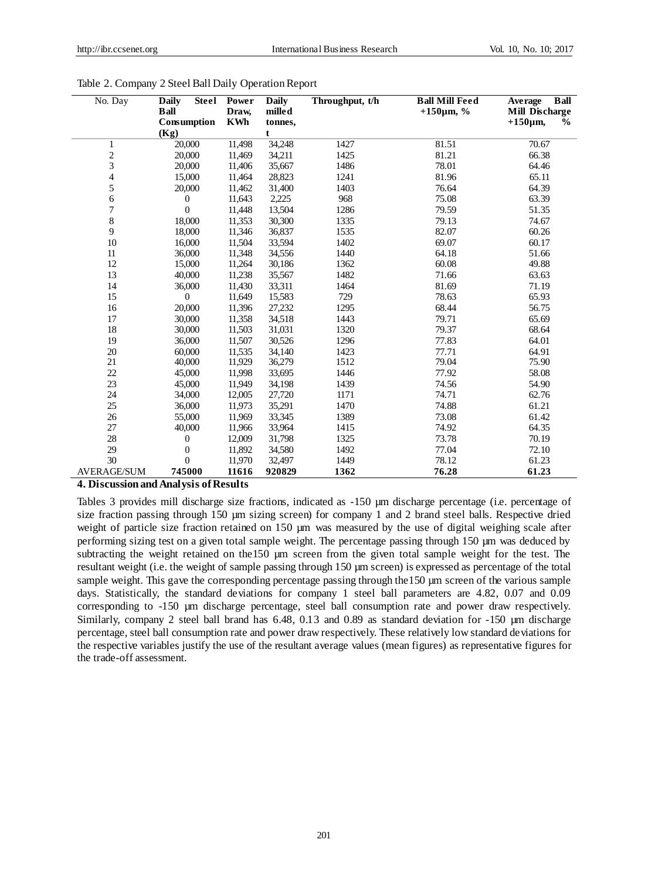Table 2. Company 2 Steel Ball Daily Operation Report

| No. Day | Daily Steel Ball Consumption (Kg) | Power Draw, KWh | Daily milled tonnes, t | Throughput, t/h | Ball Mill Feed +150µm, % | Average Ball Mill Discharge +150µm, % |
|---|---|---|---|---|---|---|
| 1 | 20,000 | 11,498 | 34,248 | 1427 | 81.51 | 70.67 |
| 2 | 20,000 | 11,469 | 34,211 | 1425 | 81.21 | 66.38 |
| 3 | 20,000 | 11,406 | 35,667 | 1486 | 78.01 | 64.46 |
| 4 | 15,000 | 11,464 | 28,823 | 1241 | 81.96 | 65.11 |
| 5 | 20,000 | 11,462 | 31,400 | 1403 | 76.64 | 64.39 |
| 6 | 0 | 11,643 | 2,225 | 968 | 75.08 | 63.39 |
| 7 | 0 | 11,448 | 13,504 | 1286 | 79.59 | 51.35 |
| 8 | 18,000 | 11,353 | 30,300 | 1335 | 79.13 | 74.67 |
| 9 | 18,000 | 11,346 | 36,837 | 1535 | 82.07 | 60.26 |
| 10 | 16,000 | 11,504 | 33,594 | 1402 | 69.07 | 60.17 |
| 11 | 36,000 | 11,348 | 34,556 | 1440 | 64.18 | 51.66 |
| 12 | 15,000 | 11,264 | 30,186 | 1362 | 60.08 | 49.88 |
| 13 | 40,000 | 11,238 | 35,567 | 1482 | 71.66 | 63.63 |
| 14 | 36,000 | 11,430 | 33,311 | 1464 | 81.69 | 71.19 |
| 15 | 0 | 11,649 | 15,583 | 729 | 78.63 | 65.93 |
| 16 | 20,000 | 11,396 | 27,232 | 1295 | 68.44 | 56.75 |
| 17 | 30,000 | 11,358 | 34,518 | 1443 | 79.71 | 65.69 |
| 18 | 30,000 | 11,503 | 31,031 | 1320 | 79.37 | 68.64 |
| 19 | 36,000 | 11,507 | 30,526 | 1296 | 77.83 | 64.01 |
| 20 | 60,000 | 11,535 | 34,140 | 1423 | 77.71 | 64.91 |
| 21 | 40,000 | 11,929 | 36,279 | 1512 | 79.04 | 75.90 |
| 22 | 45,000 | 11,998 | 33,695 | 1446 | 77.92 | 58.08 |
| 23 | 45,000 | 11,949 | 34,198 | 1439 | 74.56 | 54.90 |
| 24 | 34,000 | 12,005 | 27,720 | 1171 | 74.71 | 62.76 |
| 25 | 36,000 | 11,973 | 35,291 | 1470 | 74.88 | 61.21 |
| 26 | 55,000 | 11,969 | 33,345 | 1389 | 73.08 | 61.42 |
| 27 | 40,000 | 11,966 | 33,964 | 1415 | 74.92 | 64.35 |
| 28 | 0 | 12,009 | 31,798 | 1325 | 73.78 | 70.19 |
| 29 | 0 | 11,892 | 34,580 | 1492 | 77.04 | 72.10 |
| 30 | 0 | 11,970 | 32,497 | 1449 | 78.12 | 61.23 |
| AVERAGE/SUM | **745000** | **11616** | **920829** | **1362** | **76.28** | **61.23** |

## 4. Discussion and Analysis of Results

Tables 3 provides mill discharge size fractions, indicated as -150 µm discharge percentage (i.e. percentage of size fraction passing through 150 µm sizing screen) for company 1 and 2 brand steel balls. Respective dried weight of particle size fraction retained on 150 µm was measured by the use of digital weighing scale after performing sizing test on a given total sample weight. The percentage passing through 150 µm was deduced by subtracting the weight retained on the150 µm screen from the given total sample weight for the test. The resultant weight (i.e. the weight of sample passing through 150 µm screen) is expressed as percentage of the total sample weight. This gave the corresponding percentage passing through the150 µm screen of the various sample days. Statistically, the standard deviations for company 1 steel ball parameters are 4.82, 0.07 and 0.09 corresponding to -150 µm discharge percentage, steel ball consumption rate and power draw respectively. Similarly, company 2 steel ball brand has 6.48, 0.13 and 0.89 as standard deviation for -150 µm discharge percentage, steel ball consumption rate and power draw respectively. These relatively low standard deviations for the respective variables justify the use of the resultant average values (mean figures) as representative figures for the trade-off assessment.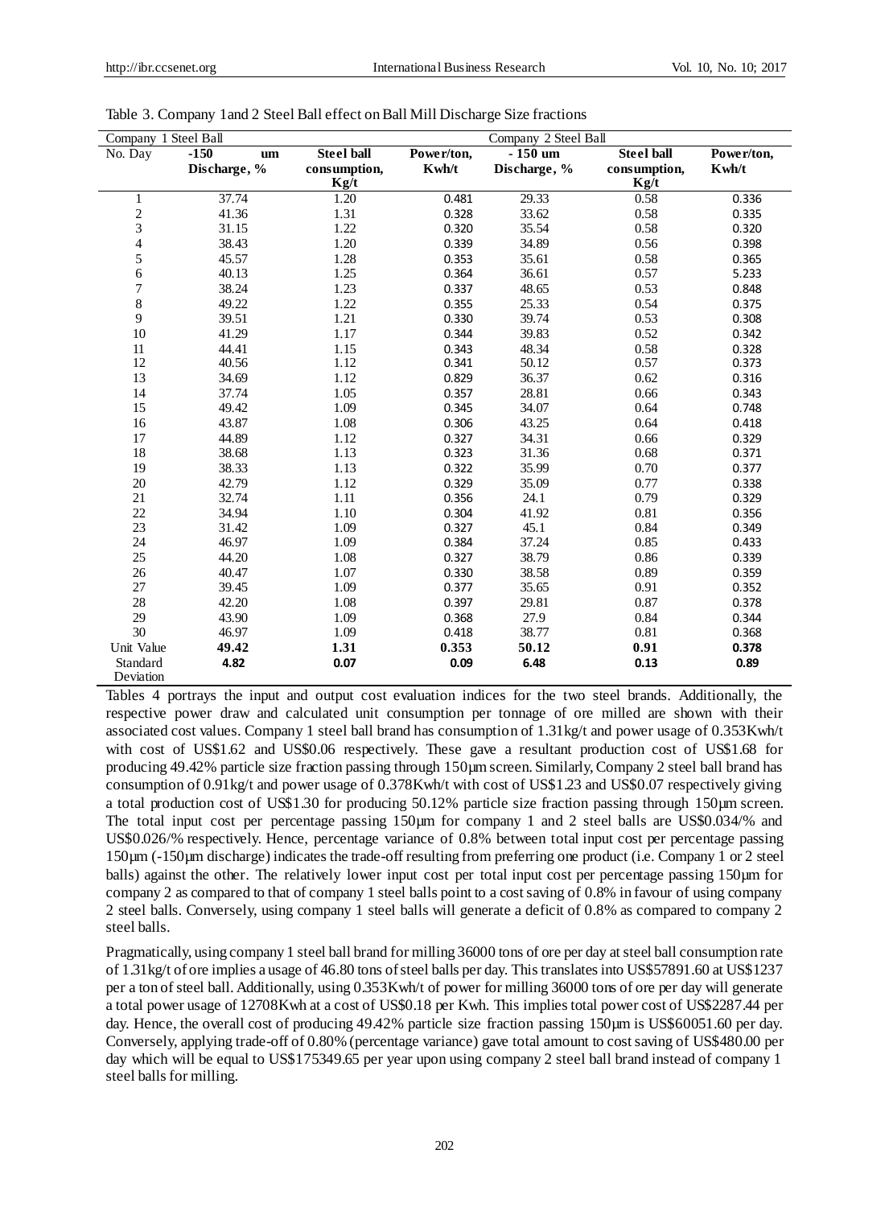Table 3. Company 1and 2 Steel Ball effect on Ball Mill Discharge Size fractions

| Company 1 Steel Ball | | | | Company 2 Steel Ball | | |
|---|---|---|---|---|---|---|
| No. Day | -150 um Discharge, % | Steel ball consumption, Kg/t | Power/ton, Kwh/t | - 150 um Discharge, % | Steel ball consumption, Kg/t | Power/ton, Kwh/t |
| 1 | 37.74 | 1.20 | 0.481 | 29.33 | 0.58 | 0.336 |
| 2 | 41.36 | 1.31 | 0.328 | 33.62 | 0.58 | 0.335 |
| 3 | 31.15 | 1.22 | 0.320 | 35.54 | 0.58 | 0.320 |
| 4 | 38.43 | 1.20 | 0.339 | 34.89 | 0.56 | 0.398 |
| 5 | 45.57 | 1.28 | 0.353 | 35.61 | 0.58 | 0.365 |
| 6 | 40.13 | 1.25 | 0.364 | 36.61 | 0.57 | 5.233 |
| 7 | 38.24 | 1.23 | 0.337 | 48.65 | 0.53 | 0.848 |
| 8 | 49.22 | 1.22 | 0.355 | 25.33 | 0.54 | 0.375 |
| 9 | 39.51 | 1.21 | 0.330 | 39.74 | 0.53 | 0.308 |
| 10 | 41.29 | 1.17 | 0.344 | 39.83 | 0.52 | 0.342 |
| 11 | 44.41 | 1.15 | 0.343 | 48.34 | 0.58 | 0.328 |
| 12 | 40.56 | 1.12 | 0.341 | 50.12 | 0.57 | 0.373 |
| 13 | 34.69 | 1.12 | 0.829 | 36.37 | 0.62 | 0.316 |
| 14 | 37.74 | 1.05 | 0.357 | 28.81 | 0.66 | 0.343 |
| 15 | 49.42 | 1.09 | 0.345 | 34.07 | 0.64 | 0.748 |
| 16 | 43.87 | 1.08 | 0.306 | 43.25 | 0.64 | 0.418 |
| 17 | 44.89 | 1.12 | 0.327 | 34.31 | 0.66 | 0.329 |
| 18 | 38.68 | 1.13 | 0.323 | 31.36 | 0.68 | 0.371 |
| 19 | 38.33 | 1.13 | 0.322 | 35.99 | 0.70 | 0.377 |
| 20 | 42.79 | 1.12 | 0.329 | 35.09 | 0.77 | 0.338 |
| 21 | 32.74 | 1.11 | 0.356 | 24.1 | 0.79 | 0.329 |
| 22 | 34.94 | 1.10 | 0.304 | 41.92 | 0.81 | 0.356 |
| 23 | 31.42 | 1.09 | 0.327 | 45.1 | 0.84 | 0.349 |
| 24 | 46.97 | 1.09 | 0.384 | 37.24 | 0.85 | 0.433 |
| 25 | 44.20 | 1.08 | 0.327 | 38.79 | 0.86 | 0.339 |
| 26 | 40.47 | 1.07 | 0.330 | 38.58 | 0.89 | 0.359 |
| 27 | 39.45 | 1.09 | 0.377 | 35.65 | 0.91 | 0.352 |
| 28 | 42.20 | 1.08 | 0.397 | 29.81 | 0.87 | 0.378 |
| 29 | 43.90 | 1.09 | 0.368 | 27.9 | 0.84 | 0.344 |
| 30 | 46.97 | 1.09 | 0.418 | 38.77 | 0.81 | 0.368 |
| Unit Value | **49.42** | **1.31** | **0.353** | **50.12** | **0.91** | **0.378** |
| Standard Deviation | **4.82** | **0.07** | **0.09** | **6.48** | **0.13** | **0.89** |

Tables 4 portrays the input and output cost evaluation indices for the two steel brands. Additionally, the respective power draw and calculated unit consumption per tonnage of ore milled are shown with their associated cost values. Company 1 steel ball brand has consumption of 1.31kg/t and power usage of 0.353Kwh/t with cost of US$1.62 and US$0.06 respectively. These gave a resultant production cost of US$1.68 for producing 49.42% particle size fraction passing through 150µm screen. Similarly, Company 2 steel ball brand has consumption of 0.91kg/t and power usage of 0.378Kwh/t with cost of US$1.23 and US$0.07 respectively giving a total production cost of US$1.30 for producing 50.12% particle size fraction passing through 150µm screen. The total input cost per percentage passing 150µm for company 1 and 2 steel balls are US$0.034/% and US$0.026/% respectively. Hence, percentage variance of 0.8% between total input cost per percentage passing 150µm (-150µm discharge) indicates the trade-off resulting from preferring one product (i.e. Company 1 or 2 steel balls) against the other. The relatively lower input cost per total input cost per percentage passing 150µm for company 2 as compared to that of company 1 steel balls point to a cost saving of 0.8% in favour of using company 2 steel balls. Conversely, using company 1 steel balls will generate a deficit of 0.8% as compared to company 2 steel balls.

Pragmatically, using company 1 steel ball brand for milling 36000 tons of ore per day at steel ball consumption rate of 1.31kg/t of ore implies a usage of 46.80 tons of steel balls per day. This translates into US$57891.60 at US$1237 per a ton of steel ball. Additionally, using 0.353Kwh/t of power for milling 36000 tons of ore per day will generate a total power usage of 12708Kwh at a cost of US$0.18 per Kwh. This implies total power cost of US$2287.44 per day. Hence, the overall cost of producing 49.42% particle size fraction passing 150µm is US$60051.60 per day. Conversely, applying trade-off of 0.80% (percentage variance) gave total amount to cost saving of US$480.00 per day which will be equal to US$175349.65 per year upon using company 2 steel ball brand instead of company 1 steel balls for milling.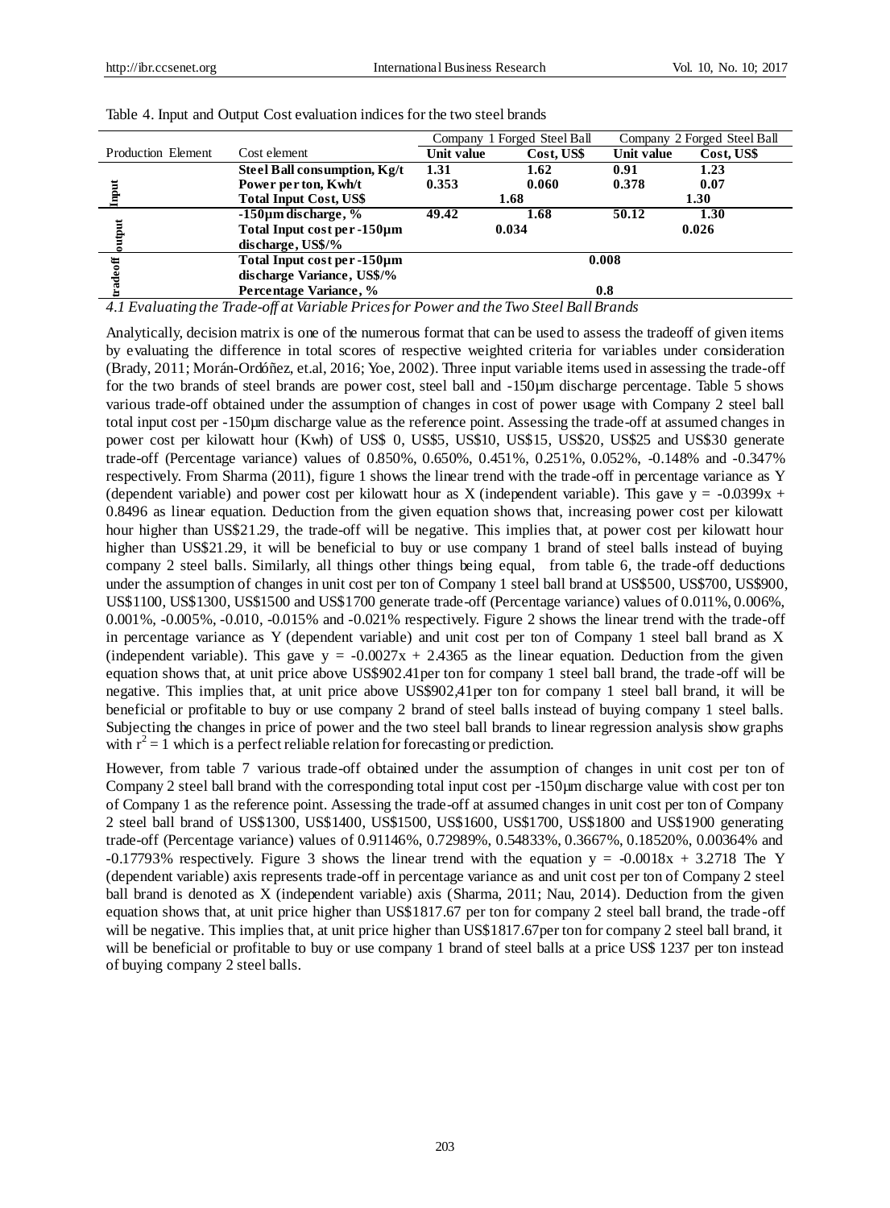Table 4. Input and Output Cost evaluation indices for the two steel brands

| Production Element | Cost element | Company 1 Forged Steel Ball | | Company 2 Forged Steel Ball | |
|---|---|---|---|---|---|
| | | **Unit value** | **Cost, US$** | **Unit value** | **Cost, US$** |
| Input | **Steel Ball consumption, Kg/t** | **1.31** | **1.62** | **0.91** | **1.23** |
| | **Power per ton, Kwh/t** | **0.353** | **0.060** | **0.378** | **0.07** |
| | **Total Input Cost, US$** | **1.68** | | **1.30** | |
| output | **-150μm discharge, %** | **49.42** | **1.68** | **50.12** | **1.30** |
| | **Total Input cost per -150μm discharge, US$/%** | **0.034** | | **0.026** | |
| tradeoff | **Total Input cost per -150μm discharge Variance, US$/%** | **0.008** | | | |
| | **Percentage Variance, %** | **0.8** | | | |

*4.1 Evaluating the Trade-off at Variable Prices for Power and the Two Steel Ball Brands*

Analytically, decision matrix is one of the numerous format that can be used to assess the tradeoff of given items by evaluating the difference in total scores of respective weighted criteria for variables under consideration (Brady, 2011; Morán-Ordóñez, et.al, 2016; Yoe, 2002). Three input variable items used in assessing the trade-off for the two brands of steel brands are power cost, steel ball and -150μm discharge percentage. Table 5 shows various trade-off obtained under the assumption of changes in cost of power usage with Company 2 steel ball total input cost per -150μm discharge value as the reference point. Assessing the trade-off at assumed changes in power cost per kilowatt hour (Kwh) of US$ 0, US$5, US$10, US$15, US$20, US$25 and US$30 generate trade-off (Percentage variance) values of 0.850%, 0.650%, 0.451%, 0.251%, 0.052%, -0.148% and -0.347% respectively. From Sharma (2011), figure 1 shows the linear trend with the trade-off in percentage variance as Y (dependent variable) and power cost per kilowatt hour as X (independent variable). This gave $y = -0.0399x + 0.8496$ as linear equation. Deduction from the given equation shows that, increasing power cost per kilowatt hour higher than US$21.29, the trade-off will be negative. This implies that, at power cost per kilowatt hour higher than US$21.29, it will be beneficial to buy or use company 1 brand of steel balls instead of buying company 2 steel balls. Similarly, all things other things being equal, from table 6, the trade-off deductions under the assumption of changes in unit cost per ton of Company 1 steel ball brand at US$500, US$700, US$900, US$1100, US$1300, US$1500 and US$1700 generate trade-off (Percentage variance) values of 0.011%, 0.006%, 0.001%, -0.005%, -0.010, -0.015% and -0.021% respectively. Figure 2 shows the linear trend with the trade-off in percentage variance as Y (dependent variable) and unit cost per ton of Company 1 steel ball brand as X (independent variable). This gave $y = -0.0027x + 2.4365$ as the linear equation. Deduction from the given equation shows that, at unit price above US$902.41per ton for company 1 steel ball brand, the trade-off will be negative. This implies that, at unit price above US$902,41per ton for company 1 steel ball brand, it will be beneficial or profitable to buy or use company 2 brand of steel balls instead of buying company 1 steel balls. Subjecting the changes in price of power and the two steel ball brands to linear regression analysis show graphs with $r^2 = 1$ which is a perfect reliable relation for forecasting or prediction.

However, from table 7 various trade-off obtained under the assumption of changes in unit cost per ton of Company 2 steel ball brand with the corresponding total input cost per -150μm discharge value with cost per ton of Company 1 as the reference point. Assessing the trade-off at assumed changes in unit cost per ton of Company 2 steel ball brand of US$1300, US$1400, US$1500, US$1600, US$1700, US$1800 and US$1900 generating trade-off (Percentage variance) values of 0.91146%, 0.72989%, 0.54833%, 0.3667%, 0.18520%, 0.00364% and -0.17793% respectively. Figure 3 shows the linear trend with the equation $y = -0.0018x + 3.2718$ The Y (dependent variable) axis represents trade-off in percentage variance as and unit cost per ton of Company 2 steel ball brand is denoted as X (independent variable) axis (Sharma, 2011; Nau, 2014). Deduction from the given equation shows that, at unit price higher than US$1817.67 per ton for company 2 steel ball brand, the trade-off will be negative. This implies that, at unit price higher than US$1817.67per ton for company 2 steel ball brand, it will be beneficial or profitable to buy or use company 1 brand of steel balls at a price US$ 1237 per ton instead of buying company 2 steel balls.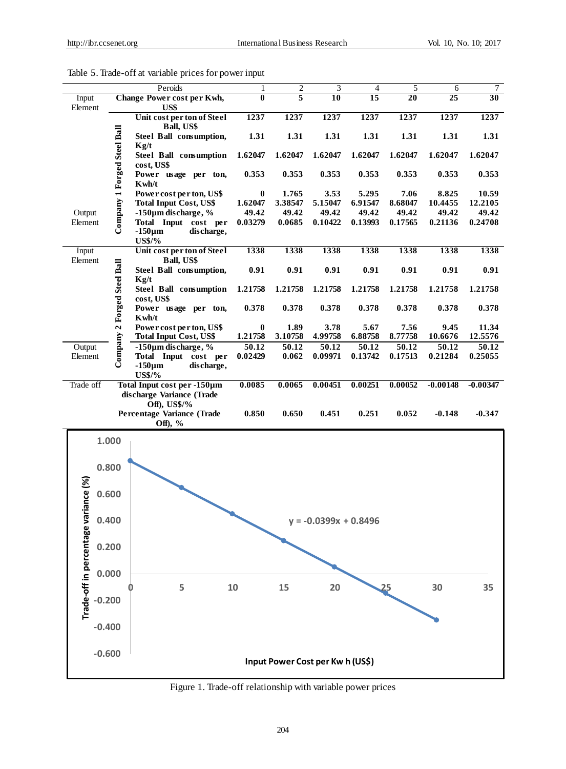Table 5. Trade-off at variable prices for power input

| | | Peroids | 1 | 2 | 3 | 4 | 5 | 6 | 7 |
|---|---|---|---|---|---|---|---|---|---|
| Input Element | | **Change Power cost per Kwh, US$** | **0** | **5** | **10** | **15** | **20** | **25** | **30** |
| | Company 1 Forged Steel Ball | **Unit cost per ton of Steel Ball, US$** | **1237** | **1237** | **1237** | **1237** | **1237** | **1237** | **1237** |
| | | **Steel Ball consumption, Kg/t** | **1.31** | **1.31** | **1.31** | **1.31** | **1.31** | **1.31** | **1.31** |
| | | **Steel Ball consumption cost, US$** | **1.62047** | **1.62047** | **1.62047** | **1.62047** | **1.62047** | **1.62047** | **1.62047** |
| | | **Power usage per ton, Kwh/t** | **0.353** | **0.353** | **0.353** | **0.353** | **0.353** | **0.353** | **0.353** |
| | | **Power cost per ton, US$** | **0** | **1.765** | **3.53** | **5.295** | **7.06** | **8.825** | **10.59** |
| | | **Total Input Cost, US$** | **1.62047** | **3.38547** | **5.15047** | **6.91547** | **8.68047** | **10.4455** | **12.2105** |
| Output Element | | **-150μm discharge, %** | **49.42** | **49.42** | **49.42** | **49.42** | **49.42** | **49.42** | **49.42** |
| | | **Total Input cost per -150μm discharge, US$/%** | **0.03279** | **0.0685** | **0.10422** | **0.13993** | **0.17565** | **0.21136** | **0.24708** |
| Input Element | Company 2 Forged Steel Ball | **Unit cost per ton of Steel Ball, US$** | **1338** | **1338** | **1338** | **1338** | **1338** | **1338** | **1338** |
| | | **Steel Ball consumption, Kg/t** | **0.91** | **0.91** | **0.91** | **0.91** | **0.91** | **0.91** | **0.91** |
| | | **Steel Ball consumption cost, US$** | **1.21758** | **1.21758** | **1.21758** | **1.21758** | **1.21758** | **1.21758** | **1.21758** |
| | | **Power usage per ton, Kwh/t** | **0.378** | **0.378** | **0.378** | **0.378** | **0.378** | **0.378** | **0.378** |
| | | **Power cost per ton, US$** | **0** | **1.89** | **3.78** | **5.67** | **7.56** | **9.45** | **11.34** |
| | | **Total Input Cost, US$** | **1.21758** | **3.10758** | **4.99758** | **6.88758** | **8.77758** | **10.6676** | **12.5576** |
| Output Element | | **-150μm discharge, %** | **50.12** | **50.12** | **50.12** | **50.12** | **50.12** | **50.12** | **50.12** |
| | | **Total Input cost per -150μm discharge, US$/%** | **0.02429** | **0.062** | **0.09971** | **0.13742** | **0.17513** | **0.21284** | **0.25055** |
| Trade off | | **Total Input cost per -150μm discharge Variance (Trade Off), US$/%** | **0.0085** | **0.0065** | **0.00451** | **0.00251** | **0.00052** | **-0.00148** | **-0.00347** |
| | | **Percentage Variance (Trade Off), %** | **0.850** | **0.650** | **0.451** | **0.251** | **0.052** | **-0.148** | **-0.347** |

Figure 1. Trade-off relationship with variable power prices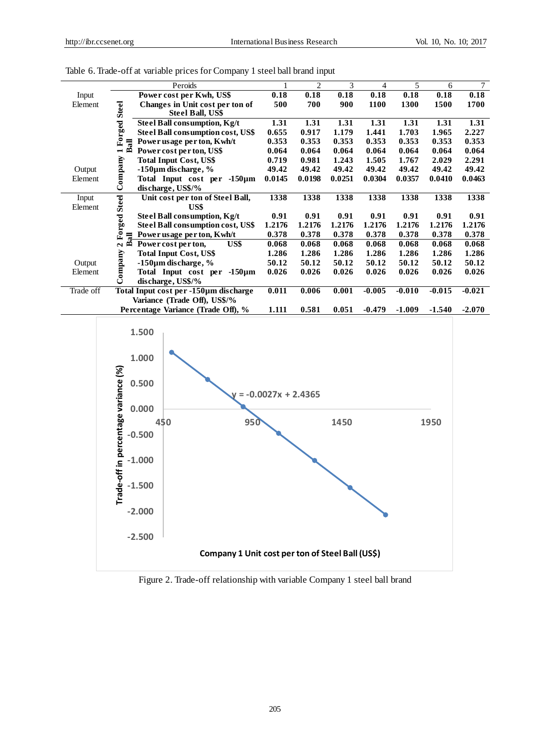Table 6. Trade-off at variable prices for Company 1 steel ball brand input

| | | Peroids | 1 | 2 | 3 | 4 | 5 | 6 | 7 |
|---|---|---|---|---|---|---|---|---|---|
| Input Element | | **Power cost per Kwh, US$** | **0.18** | **0.18** | **0.18** | **0.18** | **0.18** | **0.18** | **0.18** |
| | **Company 1 Forged Steel Ball** | **Changes in Unit cost per ton of Steel Ball, US$** | **500** | **700** | **900** | **1100** | **1300** | **1500** | **1700** |
| | | **Steel Ball consumption, Kg/t** | **1.31** | **1.31** | **1.31** | **1.31** | **1.31** | **1.31** | **1.31** |
| | | **Steel Ball consumption cost, US$** | **0.655** | **0.917** | **1.179** | **1.441** | **1.703** | **1.965** | **2.227** |
| | | **Power usage per ton, Kwh/t** | **0.353** | **0.353** | **0.353** | **0.353** | **0.353** | **0.353** | **0.353** |
| | | **Power cost per ton, US$** | **0.064** | **0.064** | **0.064** | **0.064** | **0.064** | **0.064** | **0.064** |
| | | **Total Input Cost, US$** | **0.719** | **0.981** | **1.243** | **1.505** | **1.767** | **2.029** | **2.291** |
| Output Element | | **-150µm discharge, %** | **49.42** | **49.42** | **49.42** | **49.42** | **49.42** | **49.42** | **49.42** |
| | | **Total Input cost per -150µm discharge, US$/%** | **0.0145** | **0.0198** | **0.0251** | **0.0304** | **0.0357** | **0.0410** | **0.0463** |
| Input Element | **Company 2 Forged Steel Ball** | **Unit cost per ton of Steel Ball, US$** | **1338** | **1338** | **1338** | **1338** | **1338** | **1338** | **1338** |
| | | **Steel Ball consumption, Kg/t** | **0.91** | **0.91** | **0.91** | **0.91** | **0.91** | **0.91** | **0.91** |
| | | **Steel Ball consumption cost, US$** | **1.2176** | **1.2176** | **1.2176** | **1.2176** | **1.2176** | **1.2176** | **1.2176** |
| | | **Power usage per ton, Kwh/t** | **0.378** | **0.378** | **0.378** | **0.378** | **0.378** | **0.378** | **0.378** |
| | | **Power cost per ton, US$** | **0.068** | **0.068** | **0.068** | **0.068** | **0.068** | **0.068** | **0.068** |
| | | **Total Input Cost, US$** | **1.286** | **1.286** | **1.286** | **1.286** | **1.286** | **1.286** | **1.286** |
| Output Element | | **-150µm discharge, %** | **50.12** | **50.12** | **50.12** | **50.12** | **50.12** | **50.12** | **50.12** |
| | | **Total Input cost per -150µm discharge, US$/%** | **0.026** | **0.026** | **0.026** | **0.026** | **0.026** | **0.026** | **0.026** |
| Trade off | | **Total Input cost per -150µm discharge Variance (Trade Off), US$/%** | **0.011** | **0.006** | **0.001** | **-0.005** | **-0.010** | **-0.015** | **-0.021** |
| | | **Percentage Variance (Trade Off), %** | **1.111** | **0.581** | **0.051** | **-0.479** | **-1.009** | **-1.540** | **-2.070** |

Figure 2. Trade-off relationship with variable Company 1 steel ball brand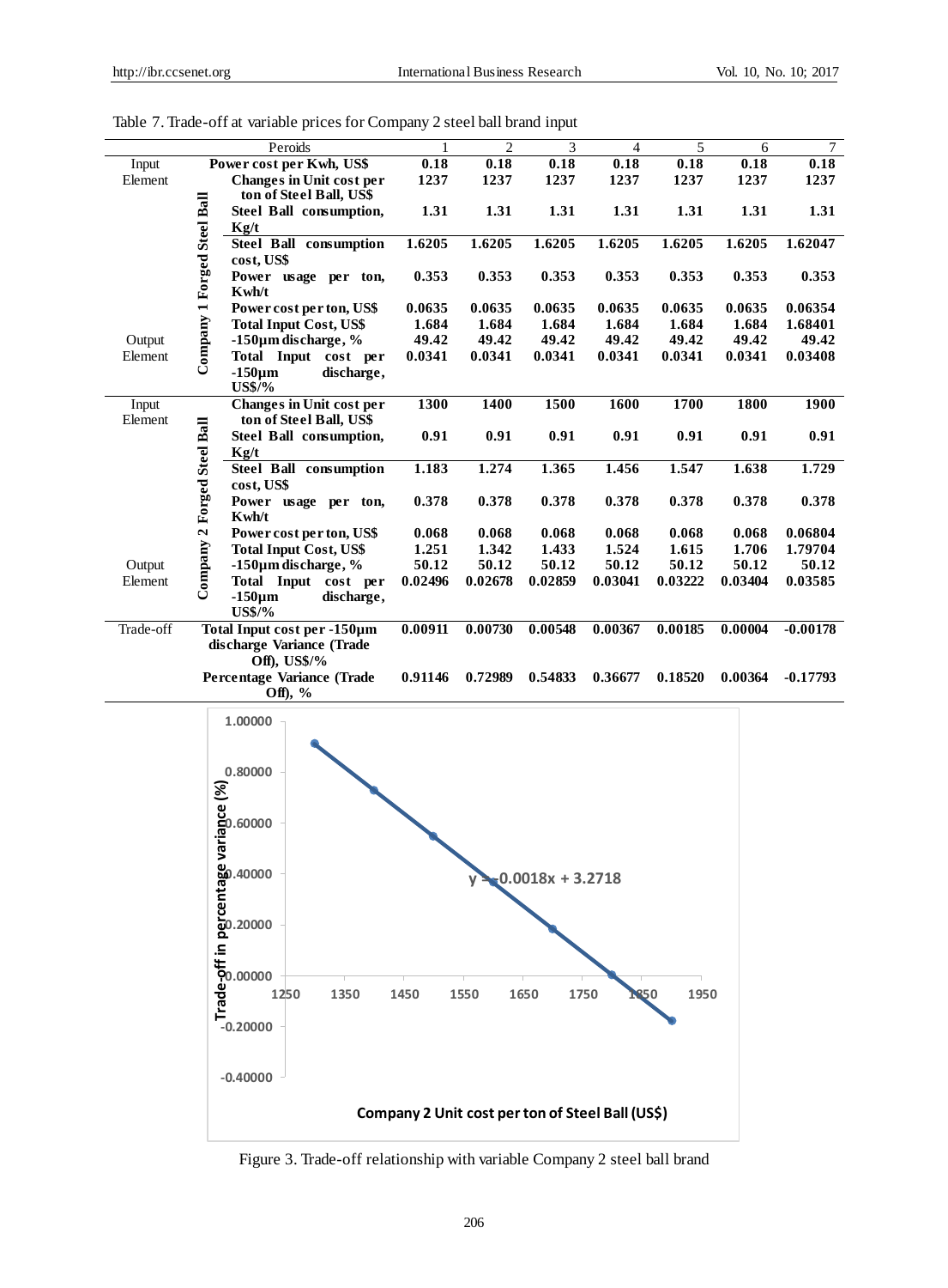Table 7. Trade-off at variable prices for Company 2 steel ball brand input

| | | Peroids | 1 | 2 | 3 | 4 | 5 | 6 | 7 |
|---|---|---|---|---|---|---|---|---|---|
| Input Element | | **Power cost per Kwh, US$** | **0.18** | **0.18** | **0.18** | **0.18** | **0.18** | **0.18** | **0.18** |
| | **Company 1 Forged Steel Ball** | **Changes in Unit cost per ton of Steel Ball, US$** | **1237** | **1237** | **1237** | **1237** | **1237** | **1237** | **1237** |
| | | **Steel Ball consumption, Kg/t** | **1.31** | **1.31** | **1.31** | **1.31** | **1.31** | **1.31** | **1.31** |
| | | **Steel Ball consumption cost, US$** | **1.6205** | **1.6205** | **1.6205** | **1.6205** | **1.6205** | **1.6205** | **1.62047** |
| | | **Power usage per ton, Kwh/t** | **0.353** | **0.353** | **0.353** | **0.353** | **0.353** | **0.353** | **0.353** |
| | | **Power cost per ton, US$** | **0.0635** | **0.0635** | **0.0635** | **0.0635** | **0.0635** | **0.0635** | **0.06354** |
| | | **Total Input Cost, US$** | **1.684** | **1.684** | **1.684** | **1.684** | **1.684** | **1.684** | **1.68401** |
| Output Element | | **-150µm discharge, %** | **49.42** | **49.42** | **49.42** | **49.42** | **49.42** | **49.42** | **49.42** |
| | | **Total Input cost per -150µm discharge, US$/%** | **0.0341** | **0.0341** | **0.0341** | **0.0341** | **0.0341** | **0.0341** | **0.03408** |
| Input Element | **Company 2 Forged Steel Ball** | **Changes in Unit cost per ton of Steel Ball, US$** | **1300** | **1400** | **1500** | **1600** | **1700** | **1800** | **1900** |
| | | **Steel Ball consumption, Kg/t** | **0.91** | **0.91** | **0.91** | **0.91** | **0.91** | **0.91** | **0.91** |
| | | **Steel Ball consumption cost, US$** | **1.183** | **1.274** | **1.365** | **1.456** | **1.547** | **1.638** | **1.729** |
| | | **Power usage per ton, Kwh/t** | **0.378** | **0.378** | **0.378** | **0.378** | **0.378** | **0.378** | **0.378** |
| | | **Power cost per ton, US$** | **0.068** | **0.068** | **0.068** | **0.068** | **0.068** | **0.068** | **0.06804** |
| | | **Total Input Cost, US$** | **1.251** | **1.342** | **1.433** | **1.524** | **1.615** | **1.706** | **1.79704** |
| Output Element | | **-150µm discharge, %** | **50.12** | **50.12** | **50.12** | **50.12** | **50.12** | **50.12** | **50.12** |
| | | **Total Input cost per -150µm discharge, US$/%** | **0.02496** | **0.02678** | **0.02859** | **0.03041** | **0.03222** | **0.03404** | **0.03585** |
| Trade-off | | **Total Input cost per -150µm discharge Variance (Trade Off), US$/%** | **0.00911** | **0.00730** | **0.00548** | **0.00367** | **0.00185** | **0.00004** | **-0.00178** |
| | | **Percentage Variance (Trade Off), %** | **0.91146** | **0.72989** | **0.54833** | **0.36677** | **0.18520** | **0.00364** | **-0.17793** |

Figure 3. Trade-off relationship with variable Company 2 steel ball brand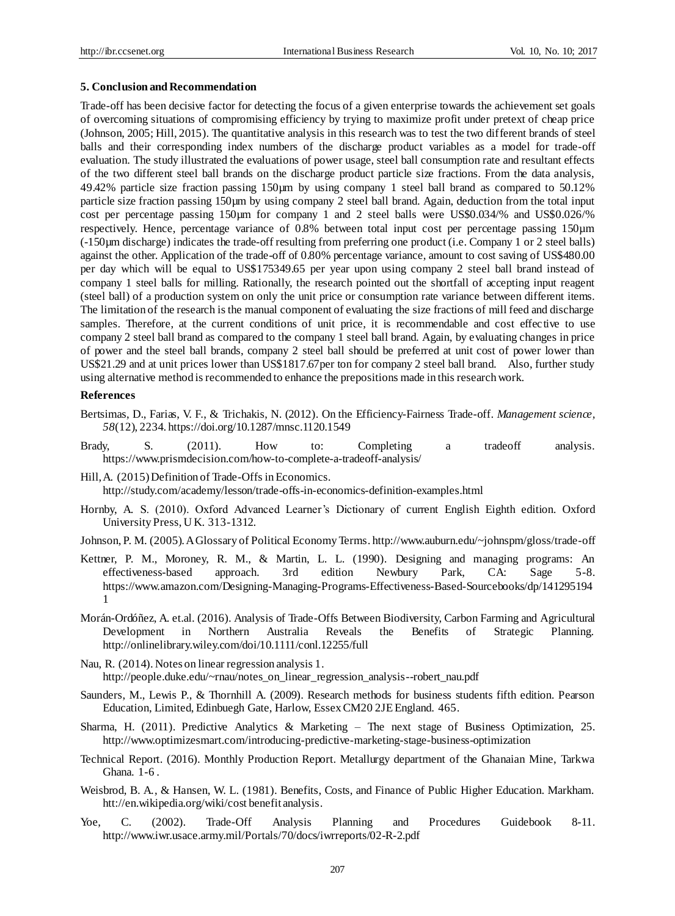### 5. Conclusion and Recommendation

Trade-off has been decisive factor for detecting the focus of a given enterprise towards the achievement set goals of overcoming situations of compromising efficiency by trying to maximize profit under pretext of cheap price (Johnson, 2005; Hill, 2015). The quantitative analysis in this research was to test the two different brands of steel balls and their corresponding index numbers of the discharge product variables as a model for trade-off evaluation. The study illustrated the evaluations of power usage, steel ball consumption rate and resultant effects of the two different steel ball brands on the discharge product particle size fractions. From the data analysis, 49.42% particle size fraction passing 150µm by using company 1 steel ball brand as compared to 50.12% particle size fraction passing 150µm by using company 2 steel ball brand. Again, deduction from the total input cost per percentage passing 150µm for company 1 and 2 steel balls were US$0.034/% and US$0.026/% respectively. Hence, percentage variance of 0.8% between total input cost per percentage passing 150µm (-150µm discharge) indicates the trade-off resulting from preferring one product (i.e. Company 1 or 2 steel balls) against the other. Application of the trade-off of 0.80% percentage variance, amount to cost saving of US$480.00 per day which will be equal to US$175349.65 per year upon using company 2 steel ball brand instead of company 1 steel balls for milling. Rationally, the research pointed out the shortfall of accepting input reagent (steel ball) of a production system on only the unit price or consumption rate variance between different items. The limitation of the research is the manual component of evaluating the size fractions of mill feed and discharge samples. Therefore, at the current conditions of unit price, it is recommendable and cost effective to use company 2 steel ball brand as compared to the company 1 steel ball brand. Again, by evaluating changes in price of power and the steel ball brands, company 2 steel ball should be preferred at unit cost of power lower than US$21.29 and at unit prices lower than US$1817.67per ton for company 2 steel ball brand. Also, further study using alternative method is recommended to enhance the prepositions made in this research work.

### References

Bertsimas, D., Farias, V. F., & Trichakis, N. (2012). On the Efficiency-Fairness Trade-off. *Management science*, *58*(12), 2234. https://doi.org/10.1287/mnsc.1120.1549

Brady, S. (2011). How to: Completing a tradeoff analysis. https://www.prismdecision.com/how-to-complete-a-tradeoff-analysis/

Hill, A. (2015) Definition of Trade-Offs in Economics. http://study.com/academy/lesson/trade-offs-in-economics-definition-examples.html

Hornby, A. S. (2010). Oxford Advanced Learner's Dictionary of current English Eighth edition. Oxford University Press, U K. 313-1312.

Johnson, P. M. (2005). A Glossary of Political Economy Terms. http://www.auburn.edu/~johnspm/gloss/trade-off

Kettner, P. M., Moroney, R. M., & Martin, L. L. (1990). Designing and managing programs: An effectiveness-based approach. 3rd edition Newbury Park, CA: Sage 5-8. https://www.amazon.com/Designing-Managing-Programs-Effectiveness-Based-Sourcebooks/dp/1412951941

Morán-Ordóñez, A. et.al. (2016). Analysis of Trade-Offs Between Biodiversity, Carbon Farming and Agricultural Development in Northern Australia Reveals the Benefits of Strategic Planning. http://onlinelibrary.wiley.com/doi/10.1111/conl.12255/full

Nau, R. (2014). Notes on linear regression analysis 1. http://people.duke.edu/~rnau/notes_on_linear_regression_analysis--robert_nau.pdf

Saunders, M., Lewis P., & Thornhill A. (2009). Research methods for business students fifth edition. Pearson Education, Limited, Edinbuegh Gate, Harlow, Essex CM20 2JE England. 465.

Sharma, H. (2011). Predictive Analytics & Marketing – The next stage of Business Optimization, 25. http://www.optimizesmart.com/introducing-predictive-marketing-stage-business-optimization

Technical Report. (2016). Monthly Production Report. Metallurgy department of the Ghanaian Mine, Tarkwa Ghana. 1-6 .

Weisbrod, B. A., & Hansen, W. L. (1981). Benefits, Costs, and Finance of Public Higher Education. Markham. htt://en.wikipedia.org/wiki/cost benefit analysis.

Yoe, C. (2002). Trade-Off Analysis Planning and Procedures Guidebook 8-11. http://www.iwr.usace.army.mil/Portals/70/docs/iwrreports/02-R-2.pdf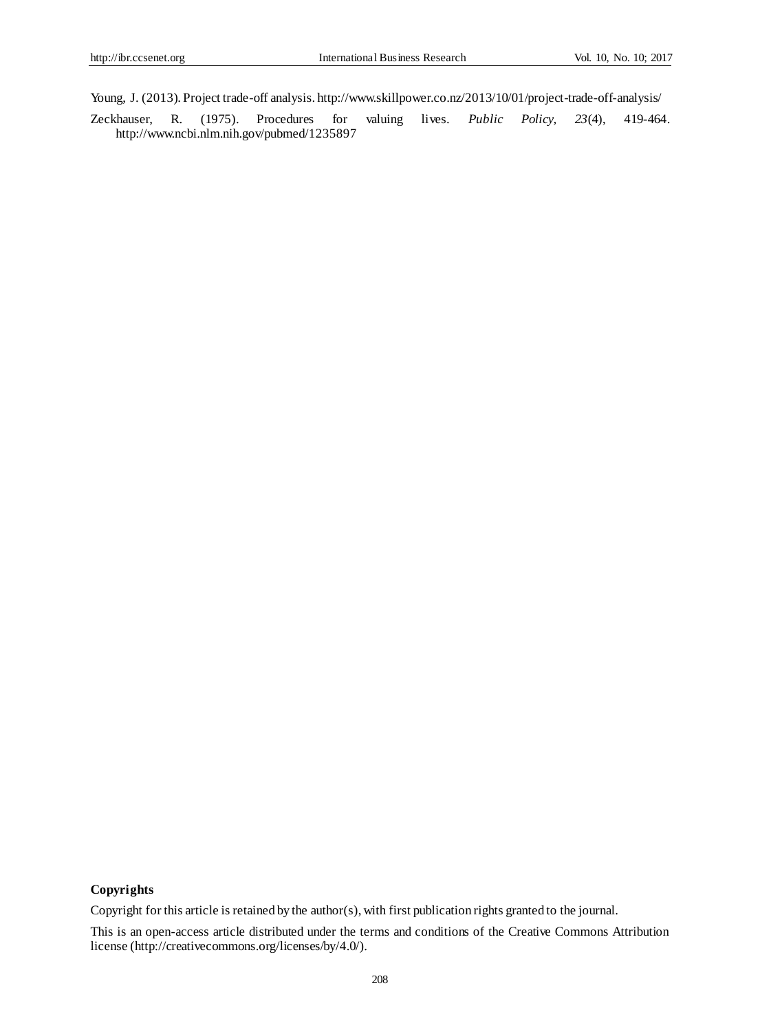Young, J. (2013). Project trade-off analysis. http://www.skillpower.co.nz/2013/10/01/project-trade-off-analysis/

Zeckhauser, R. (1975). Procedures for valuing lives. *Public Policy, 23*(4), 419-464. http://www.ncbi.nlm.nih.gov/pubmed/1235897

**Copyrights**

Copyright for this article is retained by the author(s), with first publication rights granted to the journal.

This is an open-access article distributed under the terms and conditions of the Creative Commons Attribution license (http://creativecommons.org/licenses/by/4.0/).